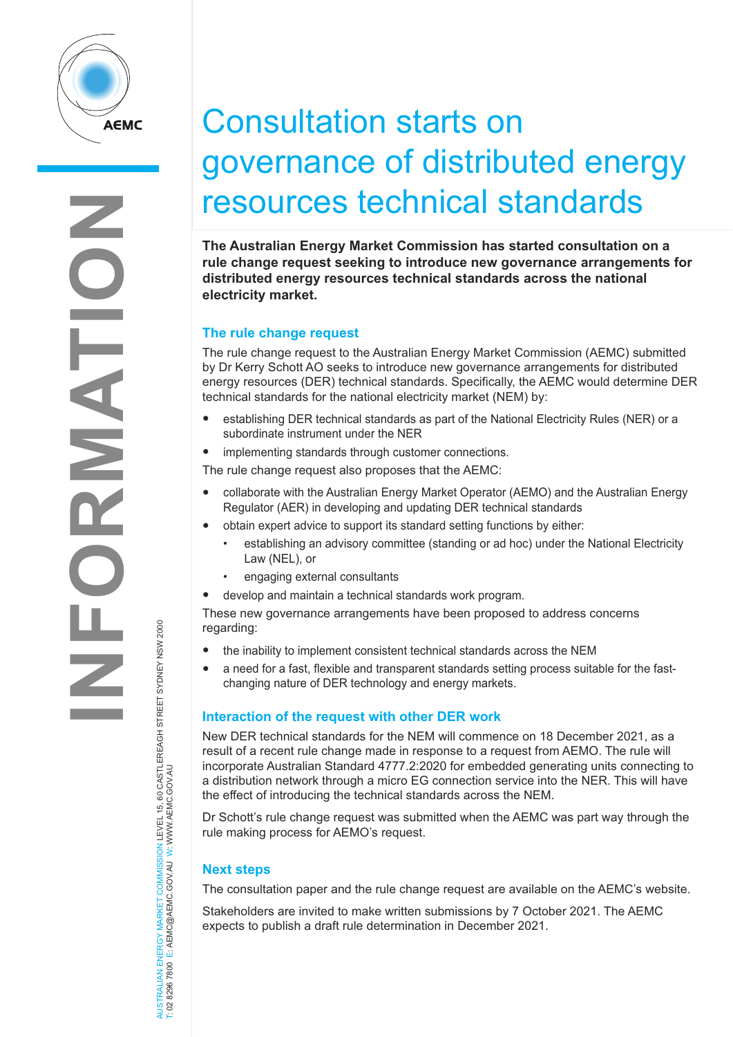# Consultation starts on governance of distributed energy resources technical standards

**The Australian Energy Market Commission has started consultation on a rule change request seeking to introduce new governance arrangements for distributed energy resources technical standards across the national electricity market.**

## The rule change request

The rule change request to the Australian Energy Market Commission (AEMC) submitted by Dr Kerry Schott AO seeks to introduce new governance arrangements for distributed energy resources (DER) technical standards. Specifically, the AEMC would determine DER technical standards for the national electricity market (NEM) by:

- establishing DER technical standards as part of the National Electricity Rules (NER) or a subordinate instrument under the NER
- implementing standards through customer connections.

The rule change request also proposes that the AEMC:

- collaborate with the Australian Energy Market Operator (AEMO) and the Australian Energy Regulator (AER) in developing and updating DER technical standards
- obtain expert advice to support its standard setting functions by either:
  - establishing an advisory committee (standing or ad hoc) under the National Electricity Law (NEL), or
  - engaging external consultants
- develop and maintain a technical standards work program.

These new governance arrangements have been proposed to address concerns regarding:

- the inability to implement consistent technical standards across the NEM
- a need for a fast, flexible and transparent standards setting process suitable for the fast-changing nature of DER technology and energy markets.

## Interaction of the request with other DER work

New DER technical standards for the NEM will commence on 18 December 2021, as a result of a recent rule change made in response to a request from AEMO. The rule will incorporate Australian Standard 4777.2:2020 for embedded generating units connecting to a distribution network through a micro EG connection service into the NER. This will have the effect of introducing the technical standards across the NEM.

Dr Schott's rule change request was submitted when the AEMC was part way through the rule making process for AEMO's request.

## Next steps

The consultation paper and the rule change request are available on the AEMC's website.

Stakeholders are invited to make written submissions by 7 October 2021. The AEMC expects to publish a draft rule determination in December 2021.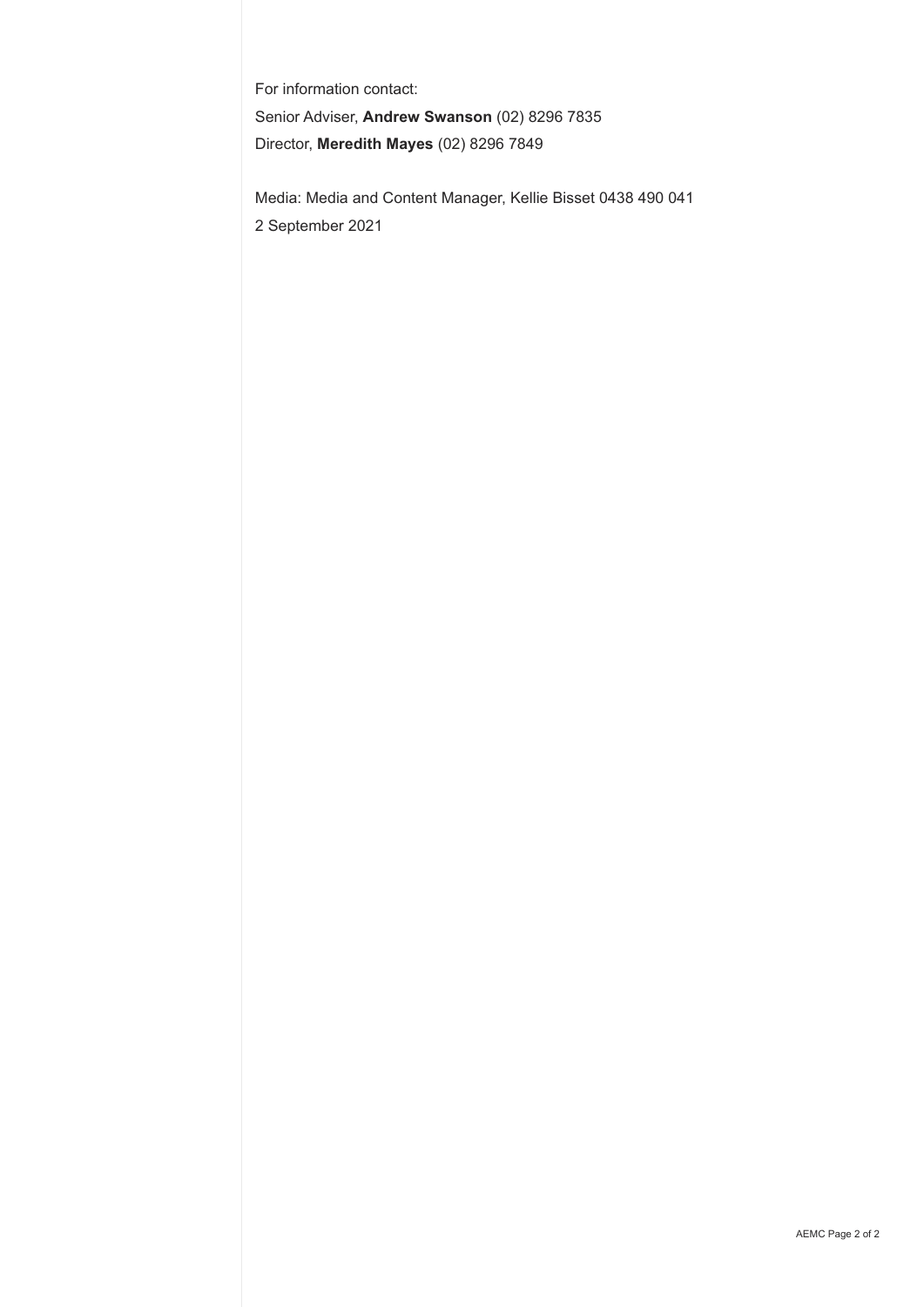For information contact:

Senior Adviser, **Andrew Swanson** (02) 8296 7835

Director, **Meredith Mayes** (02) 8296 7849

Media: Media and Content Manager, Kellie Bisset 0438 490 041

2 September 2021